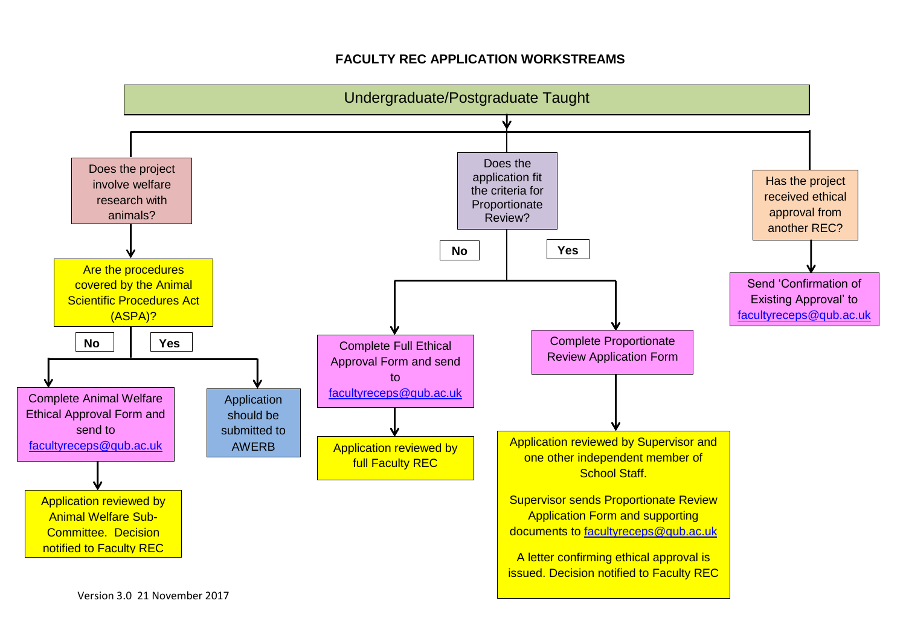# FACULTY REC APPLICATION WORKSTREAMS

**Undergraduate/Postgraduate Taught**

## Does the project involve welfare research with animals?

Are the procedures covered by the Animal Scientific Procedures Act (ASPA)?

- **No** → Complete Animal Welfare Ethical Approval Form and send to facultyreceps@qub.ac.uk
  - → Application reviewed by Animal Welfare Sub-Committee. Decision notified to Faculty REC
- **Yes** → Application should be submitted to AWERB

## Does the application fit the criteria for Proportionate Review?

- **No** → Complete Full Ethical Approval Form and send to facultyreceps@qub.ac.uk
  - → Application reviewed by full Faculty REC
- **Yes** → Complete Proportionate Review Application Form
  - → Application reviewed by Supervisor and one other independent member of School Staff.

    Supervisor sends Proportionate Review Application Form and supporting documents to facultyreceps@qub.ac.uk

    A letter confirming ethical approval is issued. Decision notified to Faculty REC

## Has the project received ethical approval from another REC?

→ Send 'Confirmation of Existing Approval' to facultyreceps@qub.ac.uk

Version 3.0 21 November 2017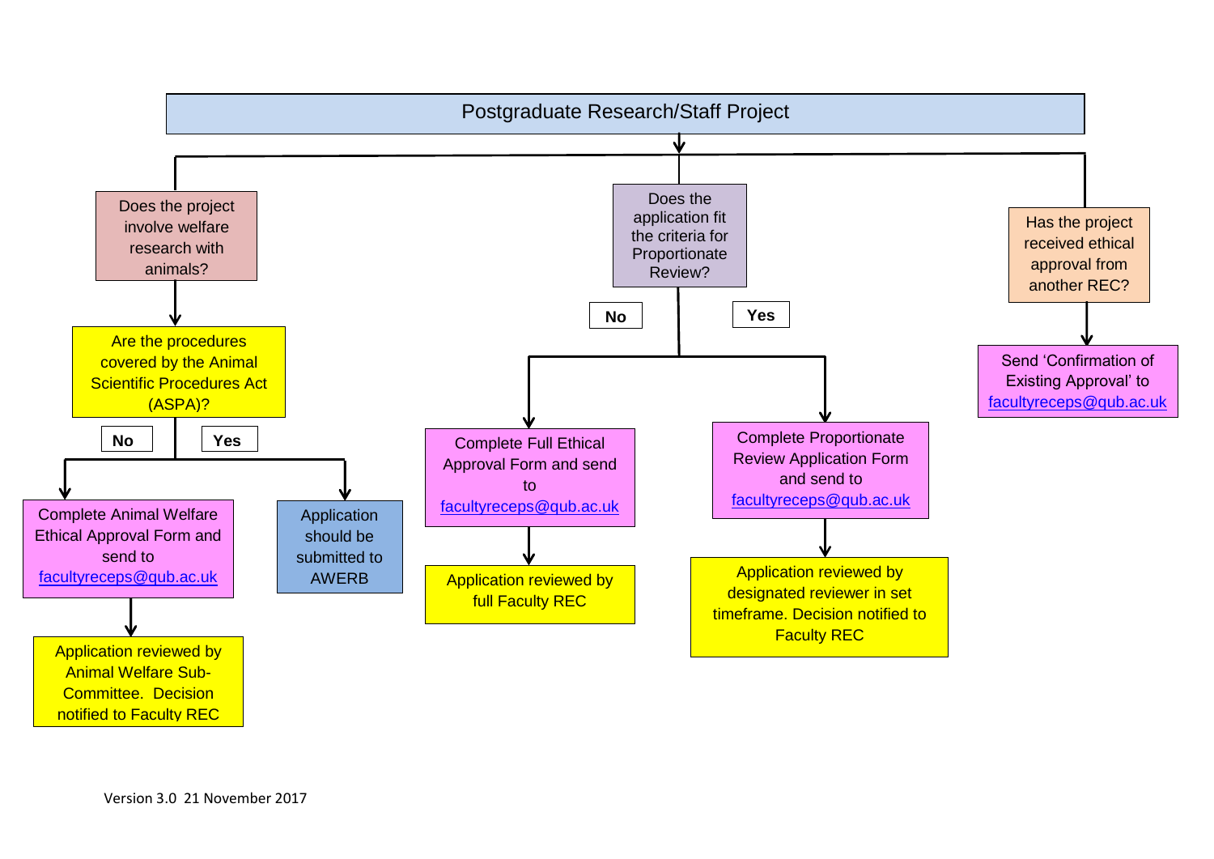# Postgraduate Research/Staff Project

**Does the project involve welfare research with animals?**

- Are the procedures covered by the Animal Scientific Procedures Act (ASPA)?
  - **No**
    - Complete Animal Welfare Ethical Approval Form and send to facultyreceps@qub.ac.uk
    - Application reviewed by Animal Welfare Sub-Committee. Decision notified to Faculty REC
  - **Yes**
    - Application should be submitted to AWERB

**Does the application fit the criteria for Proportionate Review?**

- **No**
  - Complete Full Ethical Approval Form and send to facultyreceps@qub.ac.uk
  - Application reviewed by full Faculty REC
- **Yes**
  - Complete Proportionate Review Application Form and send to facultyreceps@qub.ac.uk
  - Application reviewed by designated reviewer in set timeframe. Decision notified to Faculty REC

**Has the project received ethical approval from another REC?**

- Send 'Confirmation of Existing Approval' to facultyreceps@qub.ac.uk

Version 3.0 21 November 2017